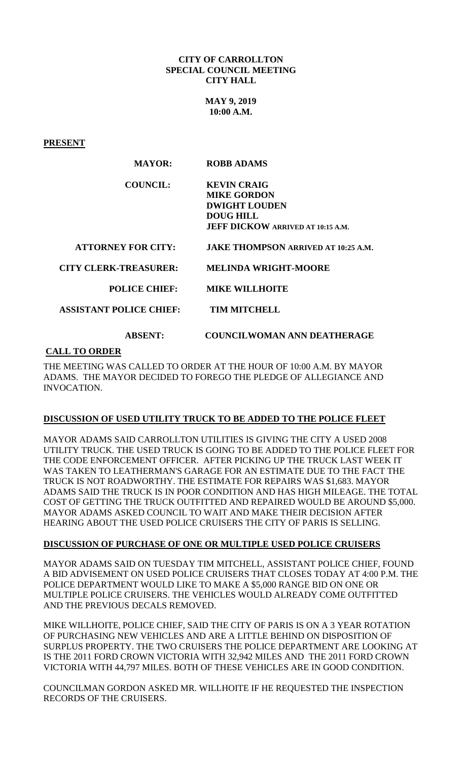**CITY OF CARROLLTON**
**SPECIAL COUNCIL MEETING**
**CITY HALL**

**MAY 9, 2019**
**10:00 A.M.**

**PRESENT**

| | |
|---|---|
| **MAYOR:** | **ROBB ADAMS** |
| **COUNCIL:** | **KEVIN CRAIG**<br>**MIKE GORDON**<br>**DWIGHT LOUDEN**<br>**DOUG HILL**<br>**JEFF DICKOW ARRIVED AT 10:15 A.M.** |
| **ATTORNEY FOR CITY:** | **JAKE THOMPSON ARRIVED AT 10:25 A.M.** |
| **CITY CLERK-TREASURER:** | **MELINDA WRIGHT-MOORE** |
| **POLICE CHIEF:** | **MIKE WILLHOITE** |
| **ASSISTANT POLICE CHIEF:** | **TIM MITCHELL** |
| **ABSENT:** | **COUNCILWOMAN ANN DEATHERAGE** |

**CALL TO ORDER**

THE MEETING WAS CALLED TO ORDER AT THE HOUR OF 10:00 A.M. BY MAYOR ADAMS. THE MAYOR DECIDED TO FOREGO THE PLEDGE OF ALLEGIANCE AND INVOCATION.

**DISCUSSION OF USED UTILITY TRUCK TO BE ADDED TO THE POLICE FLEET**

MAYOR ADAMS SAID CARROLLTON UTILITIES IS GIVING THE CITY A USED 2008 UTILITY TRUCK. THE USED TRUCK IS GOING TO BE ADDED TO THE POLICE FLEET FOR THE CODE ENFORCEMENT OFFICER. AFTER PICKING UP THE TRUCK LAST WEEK IT WAS TAKEN TO LEATHERMAN'S GARAGE FOR AN ESTIMATE DUE TO THE FACT THE TRUCK IS NOT ROADWORTHY. THE ESTIMATE FOR REPAIRS WAS $1,683. MAYOR ADAMS SAID THE TRUCK IS IN POOR CONDITION AND HAS HIGH MILEAGE. THE TOTAL COST OF GETTING THE TRUCK OUTFITTED AND REPAIRED WOULD BE AROUND $5,000. MAYOR ADAMS ASKED COUNCIL TO WAIT AND MAKE THEIR DECISION AFTER HEARING ABOUT THE USED POLICE CRUISERS THE CITY OF PARIS IS SELLING.

**DISCUSSION OF PURCHASE OF ONE OR MULTIPLE USED POLICE CRUISERS**

MAYOR ADAMS SAID ON TUESDAY TIM MITCHELL, ASSISTANT POLICE CHIEF, FOUND A BID ADVISEMENT ON USED POLICE CRUISERS THAT CLOSES TODAY AT 4:00 P.M. THE POLICE DEPARTMENT WOULD LIKE TO MAKE A $5,000 RANGE BID ON ONE OR MULTIPLE POLICE CRUISERS. THE VEHICLES WOULD ALREADY COME OUTFITTED AND THE PREVIOUS DECALS REMOVED.

MIKE WILLHOITE, POLICE CHIEF, SAID THE CITY OF PARIS IS ON A 3 YEAR ROTATION OF PURCHASING NEW VEHICLES AND ARE A LITTLE BEHIND ON DISPOSITION OF SURPLUS PROPERTY. THE TWO CRUISERS THE POLICE DEPARTMENT ARE LOOKING AT IS THE 2011 FORD CROWN VICTORIA WITH 32,942 MILES AND THE 2011 FORD CROWN VICTORIA WITH 44,797 MILES. BOTH OF THESE VEHICLES ARE IN GOOD CONDITION.

COUNCILMAN GORDON ASKED MR. WILLHOITE IF HE REQUESTED THE INSPECTION RECORDS OF THE CRUISERS.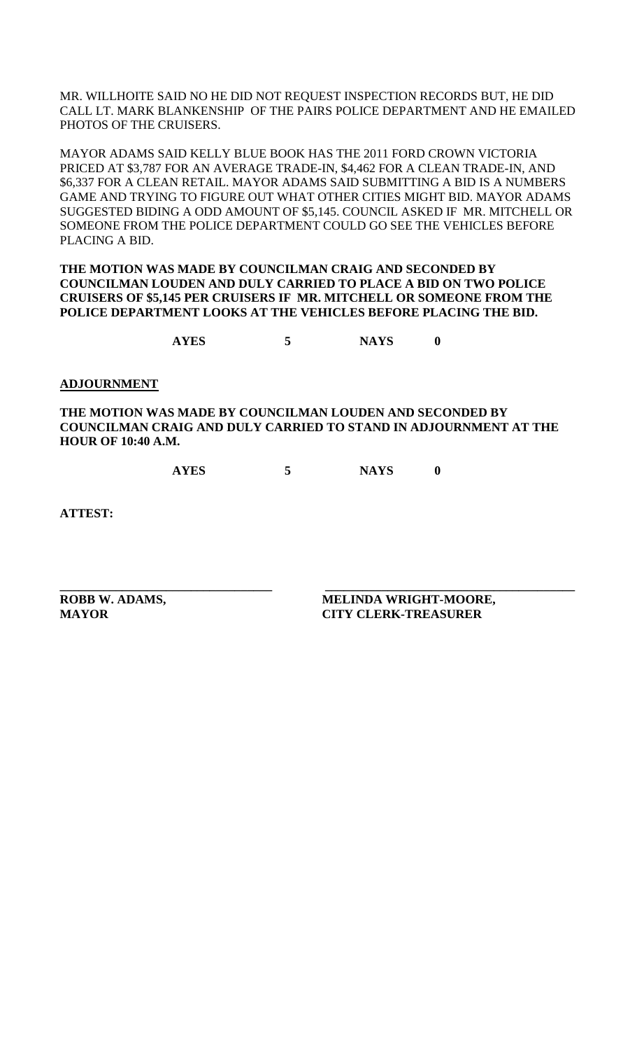MR. WILLHOITE SAID NO HE DID NOT REQUEST INSPECTION RECORDS BUT, HE DID CALL LT. MARK BLANKENSHIP OF THE PAIRS POLICE DEPARTMENT AND HE EMAILED PHOTOS OF THE CRUISERS.

MAYOR ADAMS SAID KELLY BLUE BOOK HAS THE 2011 FORD CROWN VICTORIA PRICED AT $3,787 FOR AN AVERAGE TRADE-IN, $4,462 FOR A CLEAN TRADE-IN, AND $6,337 FOR A CLEAN RETAIL. MAYOR ADAMS SAID SUBMITTING A BID IS A NUMBERS GAME AND TRYING TO FIGURE OUT WHAT OTHER CITIES MIGHT BID. MAYOR ADAMS SUGGESTED BIDING A ODD AMOUNT OF $5,145. COUNCIL ASKED IF MR. MITCHELL OR SOMEONE FROM THE POLICE DEPARTMENT COULD GO SEE THE VEHICLES BEFORE PLACING A BID.

**THE MOTION WAS MADE BY COUNCILMAN CRAIG AND SECONDED BY COUNCILMAN LOUDEN AND DULY CARRIED TO PLACE A BID ON TWO POLICE CRUISERS OF $5,145 PER CRUISERS IF MR. MITCHELL OR SOMEONE FROM THE POLICE DEPARTMENT LOOKS AT THE VEHICLES BEFORE PLACING THE BID.**

**AYES 5 NAYS 0**

**ADJOURNMENT**

**THE MOTION WAS MADE BY COUNCILMAN LOUDEN AND SECONDED BY COUNCILMAN CRAIG AND DULY CARRIED TO STAND IN ADJOURNMENT AT THE HOUR OF 10:40 A.M.**

**AYES 5 NAYS 0**

**ATTEST:**

| | |
|---|---|
| **ROBB W. ADAMS,** | **MELINDA WRIGHT-MOORE,** |
| **MAYOR** | **CITY CLERK-TREASURER** |